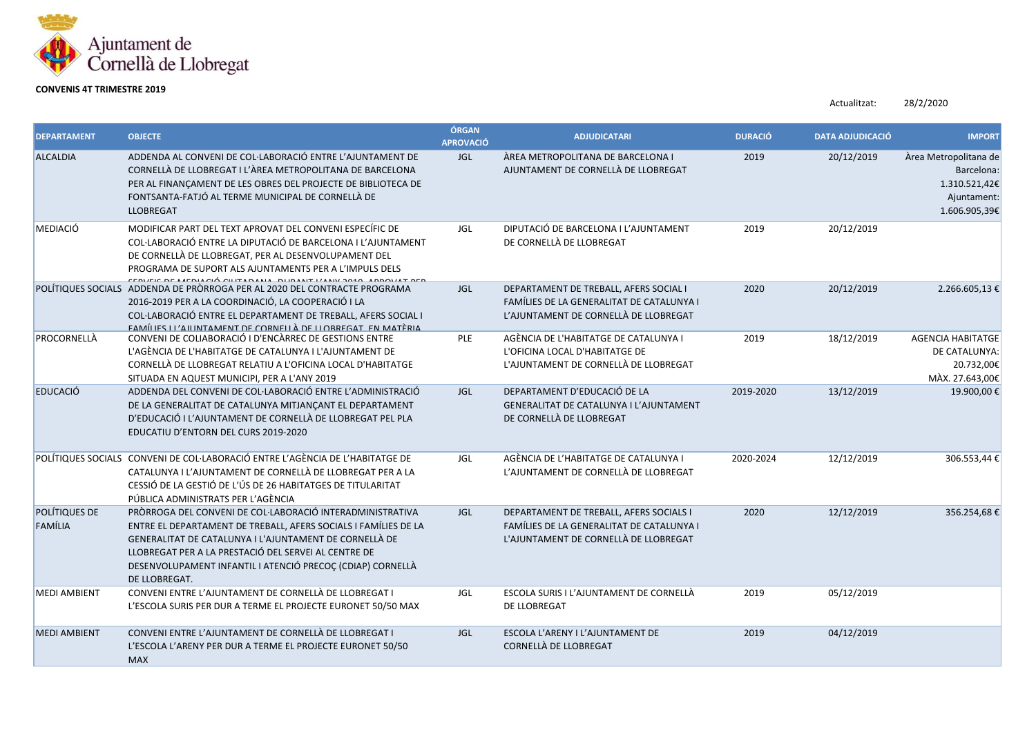Ajuntament de Cornellà de Llobregat

**CONVENIS 4T TRIMESTRE 2019**

Actualitzat: 28/2/2020

| DEPARTAMENT | OBJECTE | ÓRGAN APROVACIÓ | ADJUDICATARI | DURACIÓ | DATA ADJUDICACIÓ | IMPORT |
|---|---|---|---|---|---|---|
| ALCALDIA | ADDENDA AL CONVENI DE COL·LABORACIÓ ENTRE L'AJUNTAMENT DE CORNELLÀ DE LLOBREGAT I L'ÀREA METROPOLITANA DE BARCELONA PER AL FINANÇAMENT DE LES OBRES DEL PROJECTE DE BIBLIOTECA DE FONTSANTA-FATJÓ AL TERME MUNICIPAL DE CORNELLÀ DE LLOBREGAT | JGL | ÀREA METROPOLITANA DE BARCELONA I AJUNTAMENT DE CORNELLÀ DE LLOBREGAT | 2019 | 20/12/2019 | Àrea Metropolitana de Barcelona: 1.310.521,42€ Ajuntament: 1.606.905,39€ |
| MEDIACIÓ | MODIFICAR PART DEL TEXT APROVAT DEL CONVENI ESPECÍFIC DE COL·LABORACIÓ ENTRE LA DIPUTACIÓ DE BARCELONA I L'AJUNTAMENT DE CORNELLÀ DE LLOBREGAT, PER AL DESENVOLUPAMENT DEL PROGRAMA DE SUPORT ALS AJUNTAMENTS PER A L'IMPULS DELS SERVEIS DE MEDIACIÓ CIUTADANA DURANT L'ANY 2019, APROVAT PER | JGL | DIPUTACIÓ DE BARCELONA I L'AJUNTAMENT DE CORNELLÀ DE LLOBREGAT | 2019 | 20/12/2019 | |
| POLÍTIQUES SOCIALS | ADDENDA DE PRÒRROGA PER AL 2020 DEL CONTRACTE PROGRAMA 2016-2019 PER A LA COORDINACIÓ, LA COOPERACIÓ I LA COL·LABORACIÓ ENTRE EL DEPARTAMENT DE TREBALL, AFERS SOCIAL I FAMÍLIES I L'AJUNTAMENT DE CORNELLÀ DE LLOBREGAT EN MATÈRIA | JGL | DEPARTAMENT DE TREBALL, AFERS SOCIAL I FAMÍLIES DE LA GENERALITAT DE CATALUNYA I L'AJUNTAMENT DE CORNELLÀ DE LLOBREGAT | 2020 | 20/12/2019 | 2.266.605,13 € |
| PROCORNELLÀ | CONVENI DE COLIABORACIÓ I D'ENCÀRREC DE GESTIONS ENTRE L'AGÈNCIA DE L'HABITATGE DE CATALUNYA I L'AJUNTAMENT DE CORNELLÀ DE LLOBREGAT RELATIU A L'OFICINA LOCAL D'HABITATGE SITUADA EN AQUEST MUNICIPI, PER A L'ANY 2019 | PLE | AGÈNCIA DE L'HABITATGE DE CATALUNYA I L'OFICINA LOCAL D'HABITGE DE L'AJUNTAMENT DE CORNELLÀ DE LLOBREGAT | 2019 | 18/12/2019 | AGENCIA HABITATGE DE CATALUNYA: 20.732,00€ MÀX. 27.643,00€ |
| EDUCACIÓ | ADDENDA DEL CONVENI DE COL·LABORACIÓ ENTRE L'ADMINISTRACIÓ DE LA GENERALITAT DE CATALUNYA MITJANÇANT EL DEPARTAMENT D'EDUCACIÓ I L'AJUNTAMENT DE CORNELLÀ DE LLOBREGAT PEL PLA EDUCATIU D'ENTORN DEL CURS 2019-2020 | JGL | DEPARTAMENT D'EDUCACIÓ DE LA GENERALITAT DE CATALUNYA I L'AJUNTAMENT DE CORNELLÀ DE LLOBREGAT | 2019-2020 | 13/12/2019 | 19.900,00 € |
| POLÍTIQUES SOCIALS | CONVENI DE COL·LABORACIÓ ENTRE L'AGÈNCIA DE L'HABITATGE DE CATALUNYA I L'AJUNTAMENT DE CORNELLÀ DE LLOBREGAT PER A LA CESSIÓ DE LA GESTIÓ DE L'ÚS DE 26 HABITATGES DE TITULARITAT PÚBLICA ADMINISTRATS PER L'AGÈNCIA | JGL | AGÈNCIA DE L'HABITATGE DE CATALUNYA I L'AJUNTAMENT DE CORNELLÀ DE LLOBREGAT | 2020-2024 | 12/12/2019 | 306.553,44 € |
| POLÍTIQUES DE FAMÍLIA | PRÒRROGA DEL CONVENI DE COL·LABORACIÓ INTERADMINISTRATIVA ENTRE EL DEPARTAMENT DE TREBALL, AFERS SOCIALS I FAMÍLIES DE LA GENERALITAT DE CATALUNYA I L'AJUNTAMENT DE CORNELLÀ DE LLOBREGAT PER A LA PRESTACIÓ DEL SERVEI AL CENTRE DE DESENVOLUPAMENT INFANTIL I ATENCIÓ PRECOÇ (CDIAP) CORNELLÀ DE LLOBREGAT. | JGL | DEPARTAMENT DE TREBALL, AFERS SOCIALS I FAMÍLIES DE LA GENERALITAT DE CATALUNYA I L'AJUNTAMENT DE CORNELLÀ DE LLOBREGAT | 2020 | 12/12/2019 | 356.254,68 € |
| MEDI AMBIENT | CONVENI ENTRE L'AJUNTAMENT DE CORNELLÀ DE LLOBREGAT I L'ESCOLA SURIS PER DUR A TERME EL PROJECTE EURONET 50/50 MAX | JGL | ESCOLA SURIS I L'AJUNTAMENT DE CORNELLÀ DE LLOBREGAT | 2019 | 05/12/2019 | |
| MEDI AMBIENT | CONVENI ENTRE L'AJUNTAMENT DE CORNELLÀ DE LLOBREGAT I L'ESCOLA L'ARENY PER DUR A TERME EL PROJECTE EURONET 50/50 MAX | JGL | ESCOLA L'ARENY I L'AJUNTAMENT DE CORNELLÀ DE LLOBREGAT | 2019 | 04/12/2019 | |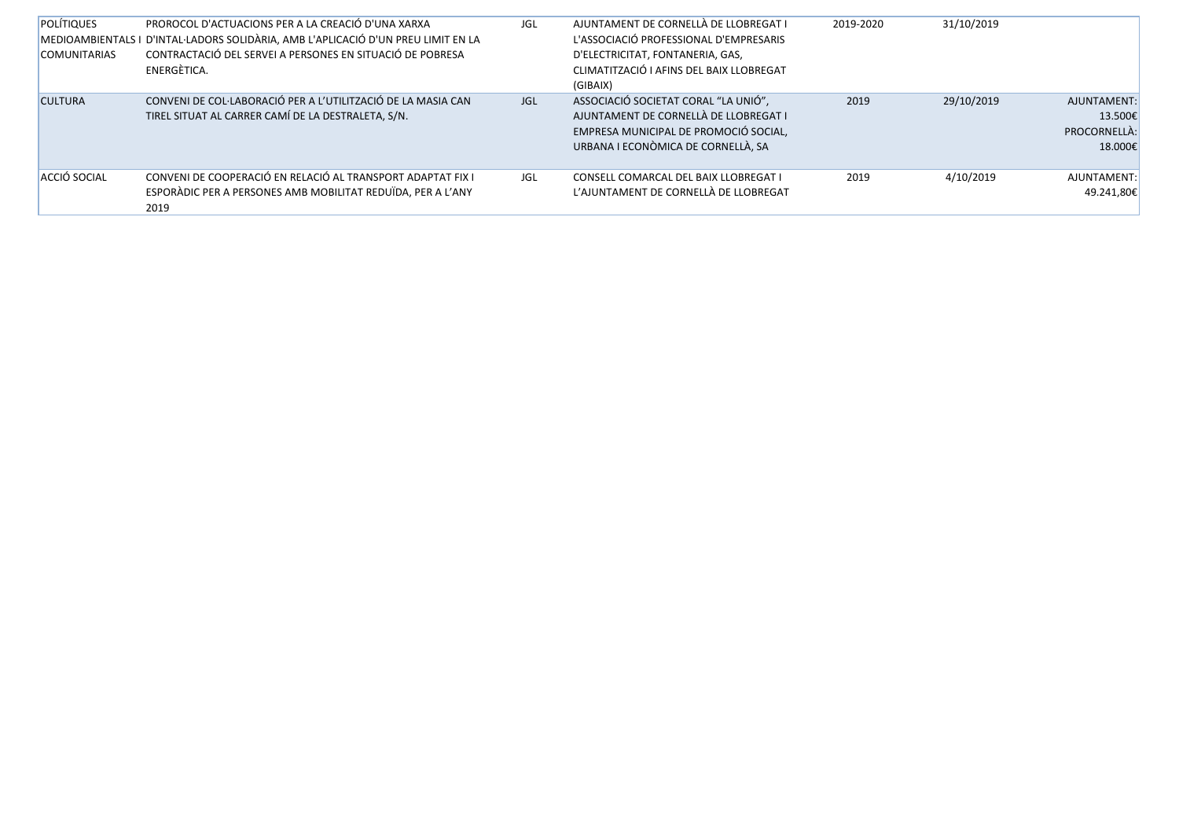| | | | | | | |
|---|---|---|---|---|---|---|
| POLÍTIQUES MEDIOAMBIENTALS I COMUNITARIAS | PROROCOL D'ACTUACIONS PER A LA CREACIÓ D'UNA XARXA D'INTAL·LADORS SOLIDÀRIA, AMB L'APLICACIÓ D'UN PREU LIMIT EN LA CONTRACTACIÓ DEL SERVEI A PERSONES EN SITUACIÓ DE POBRESA ENERGÈTICA. | JGL | AJUNTAMENT DE CORNELLÀ DE LLOBREGAT I L'ASSOCIACIÓ PROFESSIONAL D'EMPRESARIS D'ELECTRICITAT, FONTANERIA, GAS, CLIMATITZACIÓ I AFINS DEL BAIX LLOBREGAT (GIBAIX) | 2019-2020 | 31/10/2019 | |
| CULTURA | CONVENI DE COL·LABORACIÓ PER A L'UTILITZACIÓ DE LA MASIA CAN TIREL SITUAT AL CARRER CAMÍ DE LA DESTRALETA, S/N. | JGL | ASSOCIACIÓ SOCIETAT CORAL "LA UNIÓ", AJUNTAMENT DE CORNELLÀ DE LLOBREGAT I EMPRESA MUNICIPAL DE PROMOCIÓ SOCIAL, URBANA I ECONÒMICA DE CORNELLÀ, SA | 2019 | 29/10/2019 | AJUNTAMENT: 13.500€ PROCORNELLÀ: 18.000€ |
| ACCIÓ SOCIAL | CONVENI DE COOPERACIÓ EN RELACIÓ AL TRANSPORT ADAPTAT FIX I ESPORÀDIC PER A PERSONES AMB MOBILITAT REDUÏDA, PER A L'ANY 2019 | JGL | CONSELL COMARCAL DEL BAIX LLOBREGAT I L'AJUNTAMENT DE CORNELLÀ DE LLOBREGAT | 2019 | 4/10/2019 | AJUNTAMENT: 49.241,80€ |